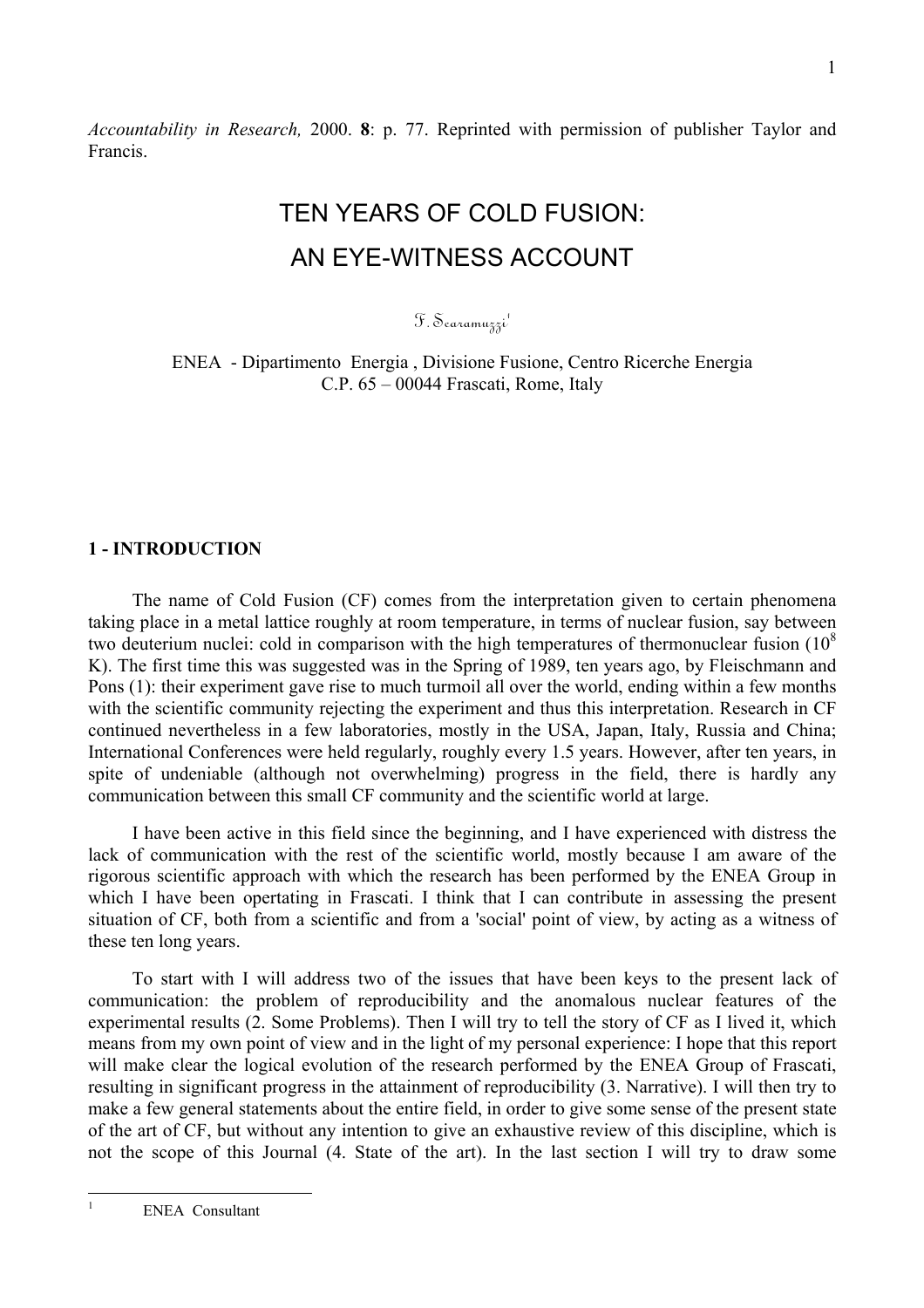*Accountability in Research,* 2000. **8**: p. 77. Reprinted with permission of publisher Taylor and Francis.

# TEN YEARS OF COLD FUSION: AN EYE-WITNESS ACCOUNT

F. Scaramuzzi[1]

ENEA - Dipartimento Energia , Divisione Fusione, Centro Ricerche Energia
C.P. 65 – 00044 Frascati, Rome, Italy

## 1 - INTRODUCTION

The name of Cold Fusion (CF) comes from the interpretation given to certain phenomena taking place in a metal lattice roughly at room temperature, in terms of nuclear fusion, say between two deuterium nuclei: cold in comparison with the high temperatures of thermonuclear fusion ($10^8$ K). The first time this was suggested was in the Spring of 1989, ten years ago, by Fleischmann and Pons (1): their experiment gave rise to much turmoil all over the world, ending within a few months with the scientific community rejecting the experiment and thus this interpretation. Research in CF continued nevertheless in a few laboratories, mostly in the USA, Japan, Italy, Russia and China; International Conferences were held regularly, roughly every 1.5 years. However, after ten years, in spite of undeniable (although not overwhelming) progress in the field, there is hardly any communication between this small CF community and the scientific world at large.

I have been active in this field since the beginning, and I have experienced with distress the lack of communication with the rest of the scientific world, mostly because I am aware of the rigorous scientific approach with which the research has been performed by the ENEA Group in which I have been opertating in Frascati. I think that I can contribute in assessing the present situation of CF, both from a scientific and from a 'social' point of view, by acting as a witness of these ten long years.

To start with I will address two of the issues that have been keys to the present lack of communication: the problem of reproducibility and the anomalous nuclear features of the experimental results (2. Some Problems). Then I will try to tell the story of CF as I lived it, which means from my own point of view and in the light of my personal experience: I hope that this report will make clear the logical evolution of the research performed by the ENEA Group of Frascati, resulting in significant progress in the attainment of reproducibility (3. Narrative). I will then try to make a few general statements about the entire field, in order to give some sense of the present state of the art of CF, but without any intention to give an exhaustive review of this discipline, which is not the scope of this Journal (4. State of the art). In the last section I will try to draw some

[1] ENEA Consultant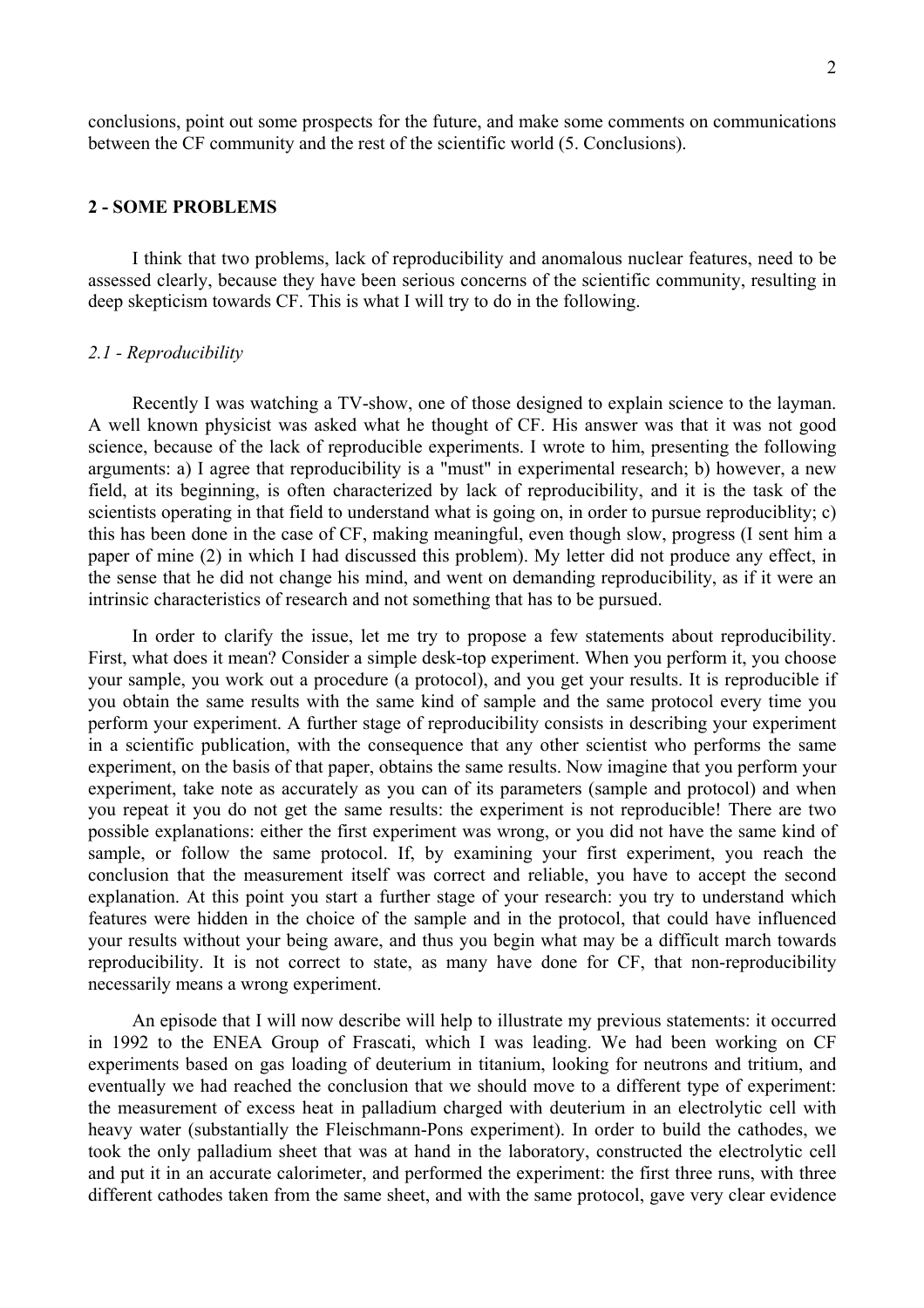conclusions, point out some prospects for the future, and make some comments on communications between the CF community and the rest of the scientific world (5. Conclusions).

## 2 - SOME PROBLEMS

I think that two problems, lack of reproducibility and anomalous nuclear features, need to be assessed clearly, because they have been serious concerns of the scientific community, resulting in deep skepticism towards CF. This is what I will try to do in the following.

### *2.1 - Reproducibility*

Recently I was watching a TV-show, one of those designed to explain science to the layman. A well known physicist was asked what he thought of CF. His answer was that it was not good science, because of the lack of reproducible experiments. I wrote to him, presenting the following arguments: a) I agree that reproducibility is a "must" in experimental research; b) however, a new field, at its beginning, is often characterized by lack of reproducibility, and it is the task of the scientists operating in that field to understand what is going on, in order to pursue reproduciblity; c) this has been done in the case of CF, making meaningful, even though slow, progress (I sent him a paper of mine (2) in which I had discussed this problem). My letter did not produce any effect, in the sense that he did not change his mind, and went on demanding reproducibility, as if it were an intrinsic characteristics of research and not something that has to be pursued.

In order to clarify the issue, let me try to propose a few statements about reproducibility. First, what does it mean? Consider a simple desk-top experiment. When you perform it, you choose your sample, you work out a procedure (a protocol), and you get your results. It is reproducible if you obtain the same results with the same kind of sample and the same protocol every time you perform your experiment. A further stage of reproducibility consists in describing your experiment in a scientific publication, with the consequence that any other scientist who performs the same experiment, on the basis of that paper, obtains the same results. Now imagine that you perform your experiment, take note as accurately as you can of its parameters (sample and protocol) and when you repeat it you do not get the same results: the experiment is not reproducible! There are two possible explanations: either the first experiment was wrong, or you did not have the same kind of sample, or follow the same protocol. If, by examining your first experiment, you reach the conclusion that the measurement itself was correct and reliable, you have to accept the second explanation. At this point you start a further stage of your research: you try to understand which features were hidden in the choice of the sample and in the protocol, that could have influenced your results without your being aware, and thus you begin what may be a difficult march towards reproducibility. It is not correct to state, as many have done for CF, that non-reproducibility necessarily means a wrong experiment.

An episode that I will now describe will help to illustrate my previous statements: it occurred in 1992 to the ENEA Group of Frascati, which I was leading. We had been working on CF experiments based on gas loading of deuterium in titanium, looking for neutrons and tritium, and eventually we had reached the conclusion that we should move to a different type of experiment: the measurement of excess heat in palladium charged with deuterium in an electrolytic cell with heavy water (substantially the Fleischmann-Pons experiment). In order to build the cathodes, we took the only palladium sheet that was at hand in the laboratory, constructed the electrolytic cell and put it in an accurate calorimeter, and performed the experiment: the first three runs, with three different cathodes taken from the same sheet, and with the same protocol, gave very clear evidence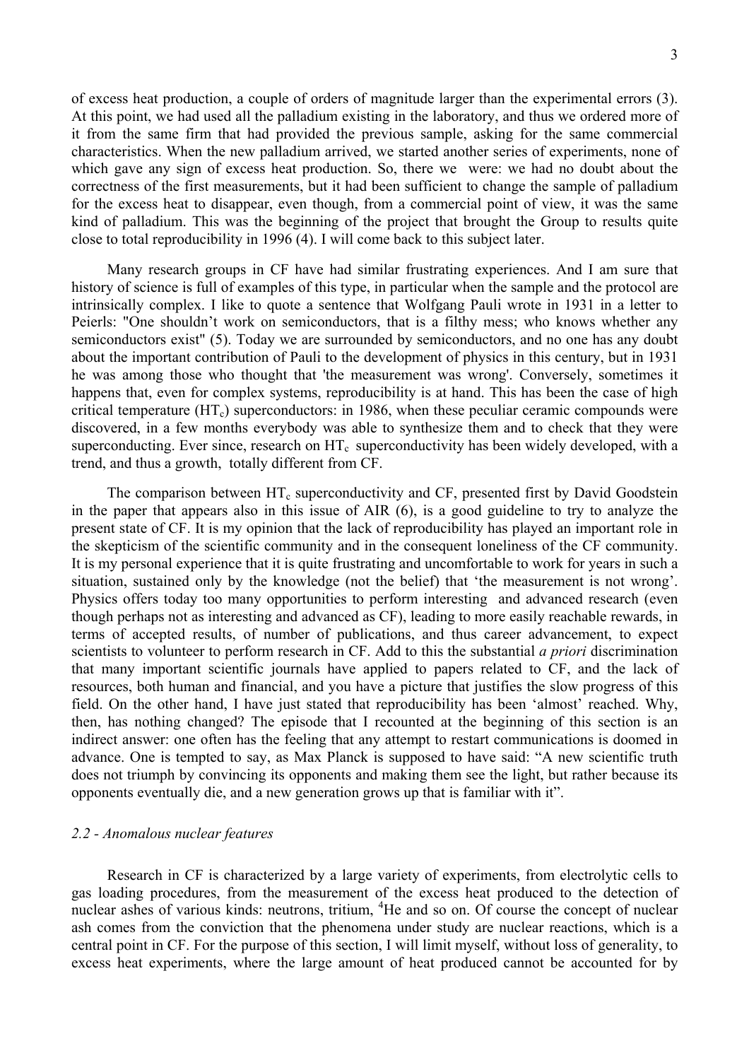of excess heat production, a couple of orders of magnitude larger than the experimental errors (3). At this point, we had used all the palladium existing in the laboratory, and thus we ordered more of it from the same firm that had provided the previous sample, asking for the same commercial characteristics. When the new palladium arrived, we started another series of experiments, none of which gave any sign of excess heat production. So, there we were: we had no doubt about the correctness of the first measurements, but it had been sufficient to change the sample of palladium for the excess heat to disappear, even though, from a commercial point of view, it was the same kind of palladium. This was the beginning of the project that brought the Group to results quite close to total reproducibility in 1996 (4). I will come back to this subject later.

Many research groups in CF have had similar frustrating experiences. And I am sure that history of science is full of examples of this type, in particular when the sample and the protocol are intrinsically complex. I like to quote a sentence that Wolfgang Pauli wrote in 1931 in a letter to Peierls: "One shouldn't work on semiconductors, that is a filthy mess; who knows whether any semiconductors exist" (5). Today we are surrounded by semiconductors, and no one has any doubt about the important contribution of Pauli to the development of physics in this century, but in 1931 he was among those who thought that 'the measurement was wrong'. Conversely, sometimes it happens that, even for complex systems, reproducibility is at hand. This has been the case of high critical temperature ($HT_c$) superconductors: in 1986, when these peculiar ceramic compounds were discovered, in a few months everybody was able to synthesize them and to check that they were superconducting. Ever since, research on $HT_c$ superconductivity has been widely developed, with a trend, and thus a growth, totally different from CF.

The comparison between $HT_c$ superconductivity and CF, presented first by David Goodstein in the paper that appears also in this issue of AIR (6), is a good guideline to try to analyze the present state of CF. It is my opinion that the lack of reproducibility has played an important role in the skepticism of the scientific community and in the consequent loneliness of the CF community. It is my personal experience that it is quite frustrating and uncomfortable to work for years in such a situation, sustained only by the knowledge (not the belief) that 'the measurement is not wrong'. Physics offers today too many opportunities to perform interesting and advanced research (even though perhaps not as interesting and advanced as CF), leading to more easily reachable rewards, in terms of accepted results, of number of publications, and thus career advancement, to expect scientists to volunteer to perform research in CF. Add to this the substantial *a priori* discrimination that many important scientific journals have applied to papers related to CF, and the lack of resources, both human and financial, and you have a picture that justifies the slow progress of this field. On the other hand, I have just stated that reproducibility has been 'almost' reached. Why, then, has nothing changed? The episode that I recounted at the beginning of this section is an indirect answer: one often has the feeling that any attempt to restart communications is doomed in advance. One is tempted to say, as Max Planck is supposed to have said: "A new scientific truth does not triumph by convincing its opponents and making them see the light, but rather because its opponents eventually die, and a new generation grows up that is familiar with it".

### *2.2 - Anomalous nuclear features*

Research in CF is characterized by a large variety of experiments, from electrolytic cells to gas loading procedures, from the measurement of the excess heat produced to the detection of nuclear ashes of various kinds: neutrons, tritium, $^4$He and so on. Of course the concept of nuclear ash comes from the conviction that the phenomena under study are nuclear reactions, which is a central point in CF. For the purpose of this section, I will limit myself, without loss of generality, to excess heat experiments, where the large amount of heat produced cannot be accounted for by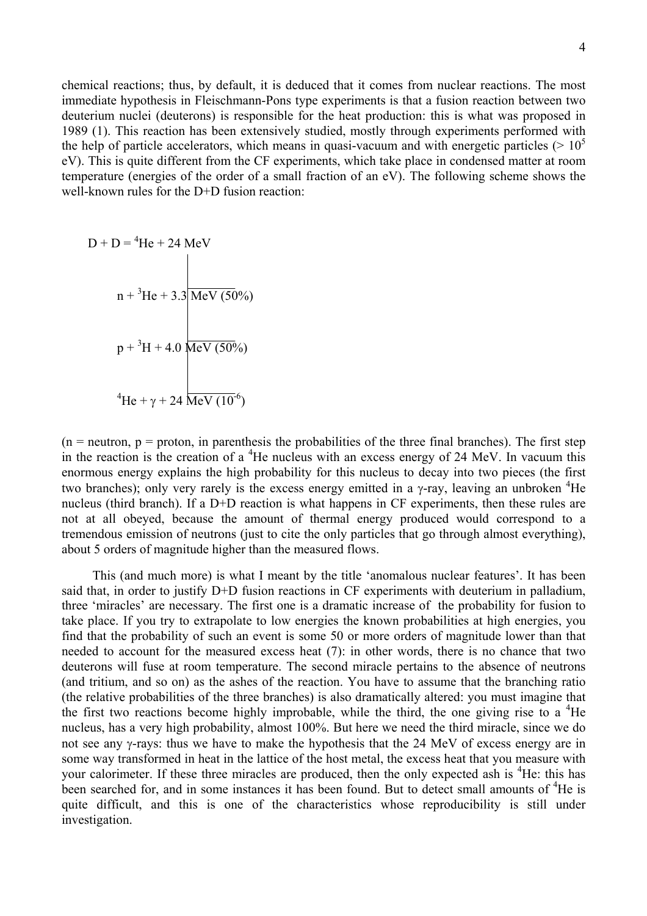chemical reactions; thus, by default, it is deduced that it comes from nuclear reactions. The most immediate hypothesis in Fleischmann-Pons type experiments is that a fusion reaction between two deuterium nuclei (deuterons) is responsible for the heat production: this is what was proposed in 1989 (1). This reaction has been extensively studied, mostly through experiments performed with the help of particle accelerators, which means in quasi-vacuum and with energetic particles (> $10^5$ eV). This is quite different from the CF experiments, which take place in condensed matter at room temperature (energies of the order of a small fraction of an eV). The following scheme shows the well-known rules for the D+D fusion reaction:

D + D = $^4$He + 24 MeV

- n + $^3$He + 3.3 MeV (50%)
- p + $^3$H + 4.0 MeV (50%)
- $^4$He + γ + 24 MeV ($10^{-6}$)

(n = neutron, p = proton, in parenthesis the probabilities of the three final branches). The first step in the reaction is the creation of a $^4$He nucleus with an excess energy of 24 MeV. In vacuum this enormous energy explains the high probability for this nucleus to decay into two pieces (the first two branches); only very rarely is the excess energy emitted in a γ-ray, leaving an unbroken $^4$He nucleus (third branch). If a D+D reaction is what happens in CF experiments, then these rules are not at all obeyed, because the amount of thermal energy produced would correspond to a tremendous emission of neutrons (just to cite the only particles that go through almost everything), about 5 orders of magnitude higher than the measured flows.

This (and much more) is what I meant by the title 'anomalous nuclear features'. It has been said that, in order to justify D+D fusion reactions in CF experiments with deuterium in palladium, three 'miracles' are necessary. The first one is a dramatic increase of the probability for fusion to take place. If you try to extrapolate to low energies the known probabilities at high energies, you find that the probability of such an event is some 50 or more orders of magnitude lower than that needed to account for the measured excess heat (7): in other words, there is no chance that two deuterons will fuse at room temperature. The second miracle pertains to the absence of neutrons (and tritium, and so on) as the ashes of the reaction. You have to assume that the branching ratio (the relative probabilities of the three branches) is also dramatically altered: you must imagine that the first two reactions become highly improbable, while the third, the one giving rise to a $^4$He nucleus, has a very high probability, almost 100%. But here we need the third miracle, since we do not see any γ-rays: thus we have to make the hypothesis that the 24 MeV of excess energy are in some way transformed in heat in the lattice of the host metal, the excess heat that you measure with your calorimeter. If these three miracles are produced, then the only expected ash is $^4$He: this has been searched for, and in some instances it has been found. But to detect small amounts of $^4$He is quite difficult, and this is one of the characteristics whose reproducibility is still under investigation.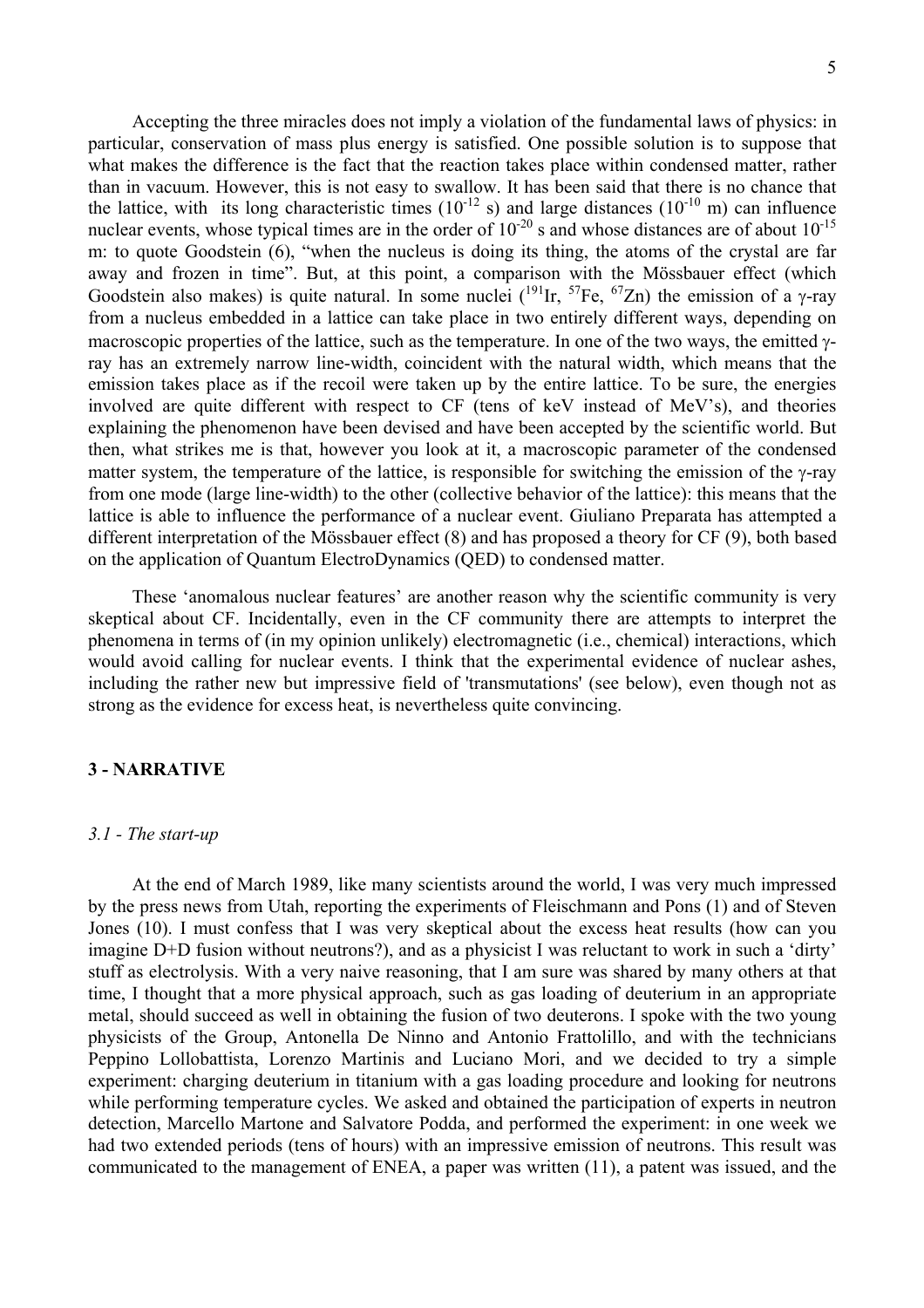Accepting the three miracles does not imply a violation of the fundamental laws of physics: in particular, conservation of mass plus energy is satisfied. One possible solution is to suppose that what makes the difference is the fact that the reaction takes place within condensed matter, rather than in vacuum. However, this is not easy to swallow. It has been said that there is no chance that the lattice, with its long characteristic times ($10^{-12}$ s) and large distances ($10^{-10}$ m) can influence nuclear events, whose typical times are in the order of $10^{-20}$ s and whose distances are of about $10^{-15}$ m: to quote Goodstein (6), "when the nucleus is doing its thing, the atoms of the crystal are far away and frozen in time". But, at this point, a comparison with the Mössbauer effect (which Goodstein also makes) is quite natural. In some nuclei ($^{191}$Ir, $^{57}$Fe, $^{67}$Zn) the emission of a γ-ray from a nucleus embedded in a lattice can take place in two entirely different ways, depending on macroscopic properties of the lattice, such as the temperature. In one of the two ways, the emitted γ-ray has an extremely narrow line-width, coincident with the natural width, which means that the emission takes place as if the recoil were taken up by the entire lattice. To be sure, the energies involved are quite different with respect to CF (tens of keV instead of MeV's), and theories explaining the phenomenon have been devised and have been accepted by the scientific world. But then, what strikes me is that, however you look at it, a macroscopic parameter of the condensed matter system, the temperature of the lattice, is responsible for switching the emission of the γ-ray from one mode (large line-width) to the other (collective behavior of the lattice): this means that the lattice is able to influence the performance of a nuclear event. Giuliano Preparata has attempted a different interpretation of the Mössbauer effect (8) and has proposed a theory for CF (9), both based on the application of Quantum ElectroDynamics (QED) to condensed matter.

These 'anomalous nuclear features' are another reason why the scientific community is very skeptical about CF. Incidentally, even in the CF community there are attempts to interpret the phenomena in terms of (in my opinion unlikely) electromagnetic (i.e., chemical) interactions, which would avoid calling for nuclear events. I think that the experimental evidence of nuclear ashes, including the rather new but impressive field of 'transmutations' (see below), even though not as strong as the evidence for excess heat, is nevertheless quite convincing.

## 3 - NARRATIVE

### *3.1 - The start-up*

At the end of March 1989, like many scientists around the world, I was very much impressed by the press news from Utah, reporting the experiments of Fleischmann and Pons (1) and of Steven Jones (10). I must confess that I was very skeptical about the excess heat results (how can you imagine D+D fusion without neutrons?), and as a physicist I was reluctant to work in such a 'dirty' stuff as electrolysis. With a very naive reasoning, that I am sure was shared by many others at that time, I thought that a more physical approach, such as gas loading of deuterium in an appropriate metal, should succeed as well in obtaining the fusion of two deuterons. I spoke with the two young physicists of the Group, Antonella De Ninno and Antonio Frattolillo, and with the technicians Peppino Lollobattista, Lorenzo Martinis and Luciano Mori, and we decided to try a simple experiment: charging deuterium in titanium with a gas loading procedure and looking for neutrons while performing temperature cycles. We asked and obtained the participation of experts in neutron detection, Marcello Martone and Salvatore Podda, and performed the experiment: in one week we had two extended periods (tens of hours) with an impressive emission of neutrons. This result was communicated to the management of ENEA, a paper was written (11), a patent was issued, and the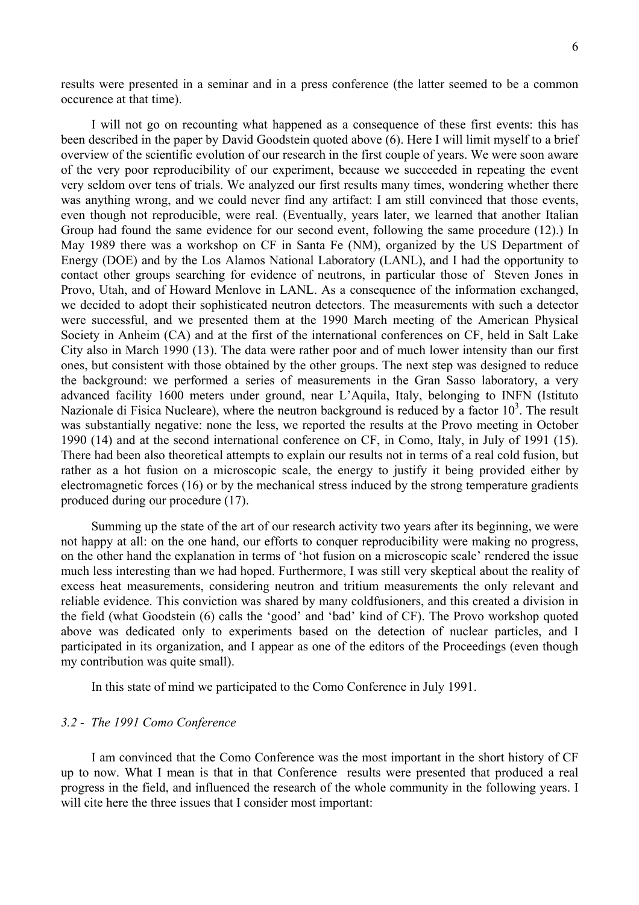results were presented in a seminar and in a press conference (the latter seemed to be a common occurence at that time).

I will not go on recounting what happened as a consequence of these first events: this has been described in the paper by David Goodstein quoted above (6). Here I will limit myself to a brief overview of the scientific evolution of our research in the first couple of years. We were soon aware of the very poor reproducibility of our experiment, because we succeeded in repeating the event very seldom over tens of trials. We analyzed our first results many times, wondering whether there was anything wrong, and we could never find any artifact: I am still convinced that those events, even though not reproducible, were real. (Eventually, years later, we learned that another Italian Group had found the same evidence for our second event, following the same procedure (12).) In May 1989 there was a workshop on CF in Santa Fe (NM), organized by the US Department of Energy (DOE) and by the Los Alamos National Laboratory (LANL), and I had the opportunity to contact other groups searching for evidence of neutrons, in particular those of Steven Jones in Provo, Utah, and of Howard Menlove in LANL. As a consequence of the information exchanged, we decided to adopt their sophisticated neutron detectors. The measurements with such a detector were successful, and we presented them at the 1990 March meeting of the American Physical Society in Anheim (CA) and at the first of the international conferences on CF, held in Salt Lake City also in March 1990 (13). The data were rather poor and of much lower intensity than our first ones, but consistent with those obtained by the other groups. The next step was designed to reduce the background: we performed a series of measurements in the Gran Sasso laboratory, a very advanced facility 1600 meters under ground, near L'Aquila, Italy, belonging to INFN (Istituto Nazionale di Fisica Nucleare), where the neutron background is reduced by a factor $10^3$. The result was substantially negative: none the less, we reported the results at the Provo meeting in October 1990 (14) and at the second international conference on CF, in Como, Italy, in July of 1991 (15). There had been also theoretical attempts to explain our results not in terms of a real cold fusion, but rather as a hot fusion on a microscopic scale, the energy to justify it being provided either by electromagnetic forces (16) or by the mechanical stress induced by the strong temperature gradients produced during our procedure (17).

Summing up the state of the art of our research activity two years after its beginning, we were not happy at all: on the one hand, our efforts to conquer reproducibility were making no progress, on the other hand the explanation in terms of 'hot fusion on a microscopic scale' rendered the issue much less interesting than we had hoped. Furthermore, I was still very skeptical about the reality of excess heat measurements, considering neutron and tritium measurements the only relevant and reliable evidence. This conviction was shared by many coldfusioners, and this created a division in the field (what Goodstein (6) calls the 'good' and 'bad' kind of CF). The Provo workshop quoted above was dedicated only to experiments based on the detection of nuclear particles, and I participated in its organization, and I appear as one of the editors of the Proceedings (even though my contribution was quite small).

In this state of mind we participated to the Como Conference in July 1991.

### *3.2 - The 1991 Como Conference*

I am convinced that the Como Conference was the most important in the short history of CF up to now. What I mean is that in that Conference results were presented that produced a real progress in the field, and influenced the research of the whole community in the following years. I will cite here the three issues that I consider most important: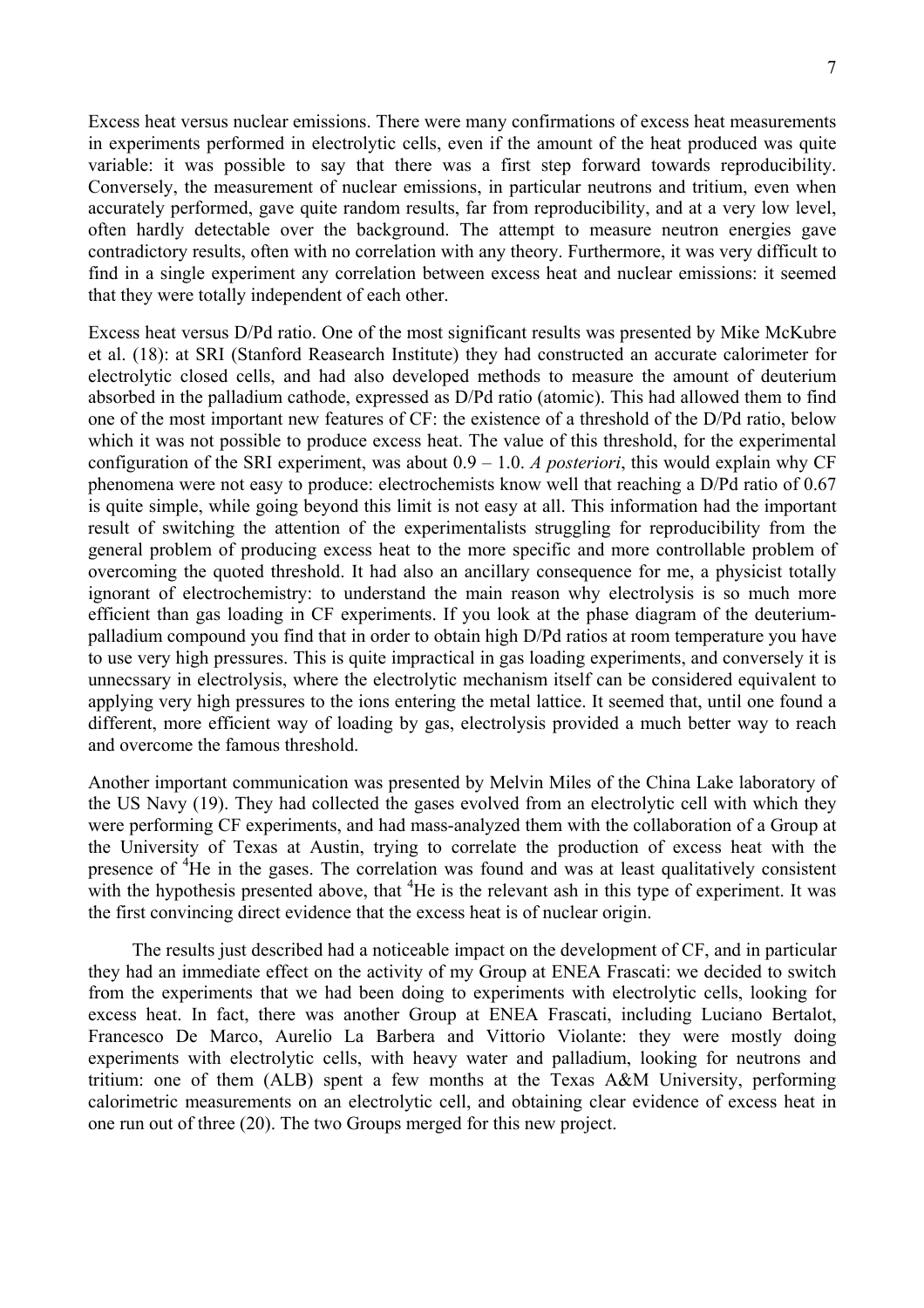Excess heat versus nuclear emissions. There were many confirmations of excess heat measurements in experiments performed in electrolytic cells, even if the amount of the heat produced was quite variable: it was possible to say that there was a first step forward towards reproducibility. Conversely, the measurement of nuclear emissions, in particular neutrons and tritium, even when accurately performed, gave quite random results, far from reproducibility, and at a very low level, often hardly detectable over the background. The attempt to measure neutron energies gave contradictory results, often with no correlation with any theory. Furthermore, it was very difficult to find in a single experiment any correlation between excess heat and nuclear emissions: it seemed that they were totally independent of each other.

Excess heat versus D/Pd ratio. One of the most significant results was presented by Mike McKubre et al. (18): at SRI (Stanford Reasearch Institute) they had constructed an accurate calorimeter for electrolytic closed cells, and had also developed methods to measure the amount of deuterium absorbed in the palladium cathode, expressed as D/Pd (atomic). This had allowed them to find one of the most important new features of CF: the existence of a threshold of the D/Pd ratio, below which it was not possible to produce excess heat. The value of this threshold, for the experimental configuration of the SRI experiment, was about 0.9 – 1.0. *A posteriori*, this would explain why CF phenomena were not easy to produce: electrochemists know well that reaching a D/Pd ratio of 0.67 is quite simple, while going beyond this limit is not easy at all. This information had the important result of switching the attention of the experimentalists struggling for reproducibility from the general problem of producing excess heat to the more specific and more controllable problem of overcoming the quoted threshold. It had also an ancillary consequence for me, a physicist totally ignorant of electrochemistry: to understand the main reason why electrolysis is so much more efficient than gas loading in CF experiments. If you look at the phase diagram of the deuterium-palladium compound you find that in order to obtain high D/Pd ratios at room temperature you have to use very high pressures. This is quite impractical in gas loading experiments, and conversely it is unnecssary in electrolysis, where the electrolytic mechanism itself can be considered equivalent to applying very high pressures to the ions entering the metal lattice. It seemed that, until one found a different, more efficient way of loading by gas, electrolysis provided a much better way to reach and overcome the famous threshold.

Another important communication was presented by Melvin Miles of the China Lake laboratory of the US Navy (19). They had collected the gases evolved from an electrolytic cell with which they were performing CF experiments, and had mass-analyzed them with the collaboration of a Group at the University of Texas at Austin, trying to correlate the production of excess heat with the presence of $^{4}He$ in the gases. The correlation was found and was at least qualitatively consistent with the hypothesis presented above, that $^{4}He$ is the relevant ash in this type of experiment. It was the first convincing direct evidence that the excess heat is of nuclear origin.

The results just described had a noticeable impact on the development of CF, and in particular they had an immediate effect on the activity of my Group at ENEA Frascati: we decided to switch from the experiments that we had been doing to experiments with electrolytic cells, looking for excess heat. In fact, there was another Group at ENEA Frascati, including Luciano Bertalot, Francesco De Marco, Aurelio La Barbera and Vittorio Violante: they were mostly doing experiments with electrolytic cells, with heavy water and palladium, looking for neutrons and tritium: one of them (ALB) spent a few months at the Texas A&M University, performing calorimetric measurements on an electrolytic cell, and obtaining clear evidence of excess heat in one run out of three (20). The two Groups merged for this new project.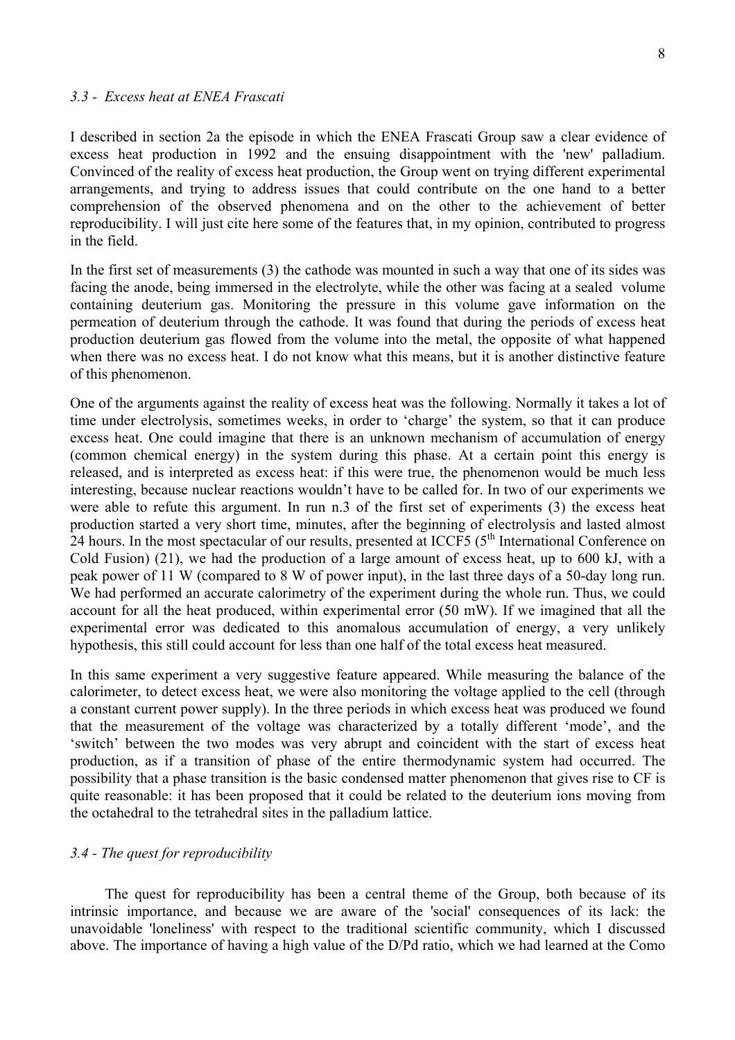### *3.3 - Excess heat at ENEA Frascati*

I described in section 2a the episode in which the ENEA Frascati Group saw a clear evidence of excess heat production in 1992 and the ensuing disappointment with the 'new' palladium. Convinced of the reality of excess heat production, the Group went on trying different experimental arrangements, and trying to address issues that could contribute on the one hand to a better comprehension of the observed phenomena and on the other to the achievement of better reproducibility. I will just cite here some of the features that, in my opinion, contributed to progress in the field.

In the first set of measurements (3) the cathode was mounted in such a way that one of its sides was facing the anode, being immersed in the electrolyte, while the other was facing at a sealed volume containing deuterium gas. Monitoring the pressure in this volume gave information on the permeation of deuterium through the cathode. It was found that during the periods of excess heat production deuterium gas flowed from the volume into the metal, the opposite of what happened when there was no excess heat. I do not know what this means, but it is another distinctive feature of this phenomenon.

One of the arguments against the reality of excess heat was the following. Normally it takes a lot of time under electrolysis, sometimes weeks, in order to 'charge' the system, so that it can produce excess heat. One could imagine that there is an unknown mechanism of accumulation of energy (common chemical energy) in the system during this phase. At a certain point this energy is released, and is interpreted as excess heat: if this were true, the phenomenon would be much less interesting, because nuclear reactions wouldn't have to be called for. In two of our experiments we were able to refute this argument. In run n.3 of the first set of experiments (3) the excess heat production started a very short time, minutes, after the beginning of electrolysis and lasted almost 24 hours. In the most spectacular of our results, presented at ICCF5 (5th International Conference on Cold Fusion) (21), we had the production of a large amount of excess heat, up to 600 kJ, with a peak power of 11 W (compared to 8 W of power input), in the last three days of a 50-day long run. We had performed an accurate calorimetry of the experiment during the whole run. Thus, we could account for all the heat produced, within experimental error (50 mW). If we imagined that all the experimental error was dedicated to this anomalous accumulation of energy, a very unlikely hypothesis, this still could account for less than one half of the total excess heat measured.

In this same experiment a very suggestive feature appeared. While measuring the balance of the calorimeter, to detect excess heat, we were also monitoring the voltage applied to the cell (through a constant current power supply). In the three periods in which excess heat was produced we found that the measurement of the voltage was characterized by a totally different 'mode', and the 'switch' between the two modes was very abrupt and coincident with the start of excess heat production, as if a transition of phase of the entire thermodynamic system had occurred. The possibility that a phase transition is the basic condensed matter phenomenon that gives rise to CF is quite reasonable: it has been proposed that it could be related to the deuterium ions moving from the octahedral to the tetrahedral sites in the palladium lattice.

### *3.4 - The quest for reproducibility*

The quest for reproducibility has been a central theme of the Group, both because of its intrinsic importance, and because we are aware of the 'social' consequences of its lack: the unavoidable 'loneliness' with respect to the traditional scientific community, which I discussed above. The importance of having a high value of the D/Pd ratio, which we had learned at the Como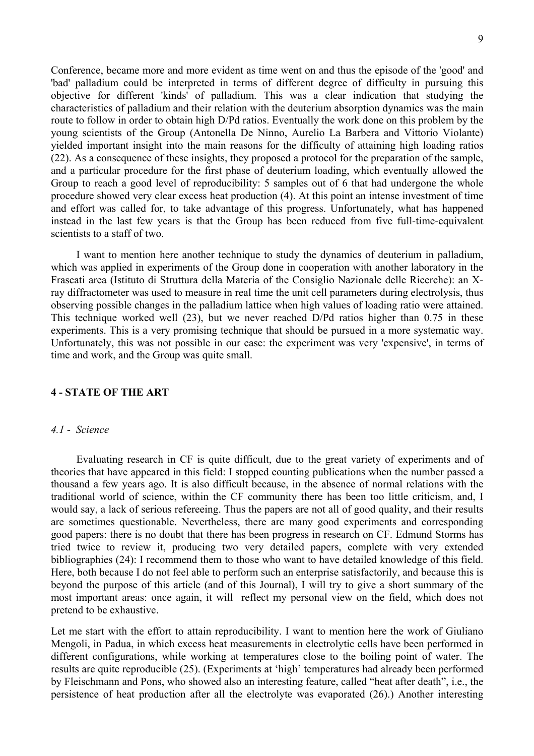Conference, became more and more evident as time went on and thus the episode of the 'good' and 'bad' palladium could be interpreted in terms of different degree of difficulty in pursuing this objective for different 'kinds' of palladium. This was a clear indication that studying the characteristics of palladium and their relation with the deuterium absorption dynamics was the main route to follow in order to obtain high D/Pd ratios. Eventually the work done on this problem by the young scientists of the Group (Antonella De Ninno, Aurelio La Barbera and Vittorio Violante) yielded important insight into the main reasons for the difficulty of attaining high loading ratios (22). As a consequence of these insights, they proposed a protocol for the preparation of the sample, and a particular procedure for the first phase of deuterium loading, which eventually allowed the Group to reach a good level of reproducibility: 5 samples out of 6 that had undergone the whole procedure showed very clear excess heat production (4). At this point an intense investment of time and effort was called for, to take advantage of this progress. Unfortunately, what has happened instead in the last few years is that the Group has been reduced from five full-time-equivalent scientists to a staff of two.

I want to mention here another technique to study the dynamics of deuterium in palladium, which was applied in experiments of the Group done in cooperation with another laboratory in the Frascati area (Istituto di Struttura della Materia of the Consiglio Nazionale delle Ricerche): an X-ray diffractometer was used to measure in real time the unit cell parameters during electrolysis, thus observing possible changes in the palladium lattice when high values of loading ratio were attained. This technique worked well (23), but we never reached D/Pd ratios higher than 0.75 in these experiments. This is a very promising technique that should be pursued in a more systematic way. Unfortunately, this was not possible in our case: the experiment was very 'expensive', in terms of time and work, and the Group was quite small.

## 4 - STATE OF THE ART

### *4.1 - Science*

Evaluating research in CF is quite difficult, due to the great variety of experiments and of theories that have appeared in this field: I stopped counting publications when the number passed a thousand a few years ago. It is also difficult because, in the absence of normal relations with the traditional world of science, within the CF community there has been too little criticism, and, I would say, a lack of serious refereeing. Thus the papers are not all of good quality, and their results are sometimes questionable. Nevertheless, there are many good experiments and corresponding good papers: there is no doubt that there has been progress in research on CF. Edmund Storms has tried twice to review it, producing two very detailed papers, complete with very extended bibliographies (24): I recommend them to those who want to have detailed knowledge of this field. Here, both because I do not feel able to perform such an enterprise satisfactorily, and because this is beyond the purpose of this article (and of this Journal), I will try to give a short summary of the most important areas: once again, it will reflect my personal view on the field, which does not pretend to be exhaustive.

Let me start with the effort to attain reproducibility. I want to mention here the work of Giuliano Mengoli, in Padua, in which excess heat measurements in electrolytic cells have been performed in different configurations, while working at temperatures close to the boiling point of water. The results are quite reproducible (25). (Experiments at 'high' temperatures had already been performed by Fleischmann and Pons, who showed also an interesting feature, called "heat after death", i.e., the persistence of heat production after all the electrolyte was evaporated (26).) Another interesting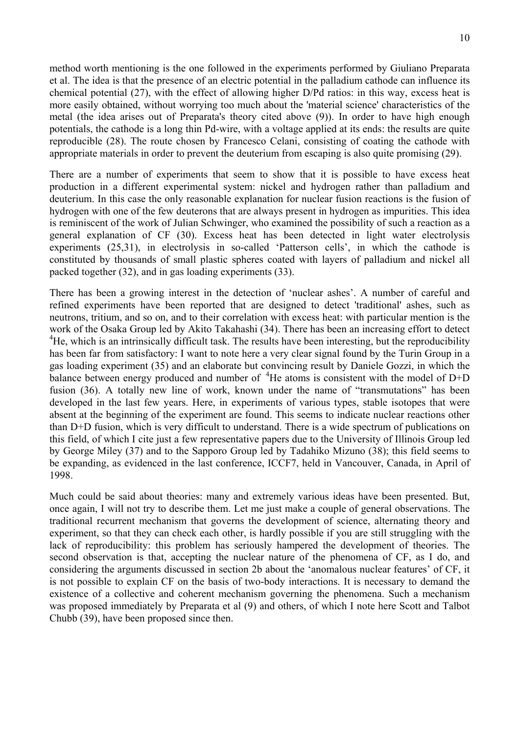method worth mentioning is the one followed in the experiments performed by Giuliano Preparata et al. The idea is that the presence of an electric potential in the palladium cathode can influence its chemical potential (27), with the effect of allowing higher D/Pd ratios: in this way, excess heat is more easily obtained, without worrying too much about the 'material science' characteristics of the metal (the idea arises out of Preparata's theory cited above (9)). In order to have high enough potentials, the cathode is a long thin Pd-wire, with a voltage applied at its ends: the results are quite reproducible (28). The route chosen by Francesco Celani, consisting of coating the cathode with appropriate materials in order to prevent the deuterium from escaping is also quite promising (29).

There are a number of experiments that seem to show that it is possible to have excess heat production in a different experimental system: nickel and hydrogen rather than palladium and deuterium. In this case the only reasonable explanation for nuclear fusion reactions is the fusion of hydrogen with one of the few deuterons that are always present in hydrogen as impurities. This idea is reminiscent of the work of Julian Schwinger, who examined the possibility of such a reaction as a general explanation of CF (30). Excess heat has been detected in light water electrolysis experiments (25,31), in electrolysis in so-called 'Patterson cells', in which the cathode is constituted by thousands of small plastic spheres coated with layers of palladium and nickel all packed together (32), and in gas loading experiments (33).

There has been a growing interest in the detection of 'nuclear ashes'. A number of careful and refined experiments have been reported that are designed to detect 'traditional' ashes, such as neutrons, tritium, and so on, and to their correlation with excess heat: with particular mention is the work of the Osaka Group led by Akito Takahashi (34). There has been an increasing effort to detect $^4$He, which is an intrinsically difficult task. The results have been interesting, but the reproducibility has been far from satisfactory: I want to note here a very clear signal found by the Turin Group in a gas loading experiment (35) and an elaborate but convincing result by Daniele Gozzi, in which the balance between energy produced and number of $^4$He atoms is consistent with the model of D+D fusion (36). A totally new line of work, known under the name of "transmutations" has been developed in the last few years. Here, in experiments of various types, stable isotopes that were absent at the beginning of the experiment are found. This seems to indicate nuclear reactions other than D+D fusion, which is very difficult to understand. There is a wide spectrum of publications on this field, of which I cite just a few representative papers due to the University of Illinois Group led by George Miley (37) and to the Sapporo Group led by Tadahiko Mizuno (38); this field seems to be expanding, as evidenced in the last conference, ICCF7, held in Vancouver, Canada, in April of 1998.

Much could be said about theories: many and extremely various ideas have been presented. But, once again, I will not try to describe them. Let me just make a couple of general observations. The traditional recurrent mechanism that governs the development of science, alternating theory and experiment, so that they can check each other, is hardly possible if you are still struggling with the lack of reproducibility: this problem has seriously hampered the development of theories. The second observation is that, accepting the nuclear nature of the phenomena of CF, as I do, and considering the arguments discussed in section 2b about the 'anomalous nuclear features' of CF, it is not possible to explain CF on the basis of two-body interactions. It is necessary to demand the existence of a collective and coherent mechanism governing the phenomena. Such a mechanism was proposed immediately by Preparata et al (9) and others, of which I note here Scott and Talbot Chubb (39), have been proposed since then.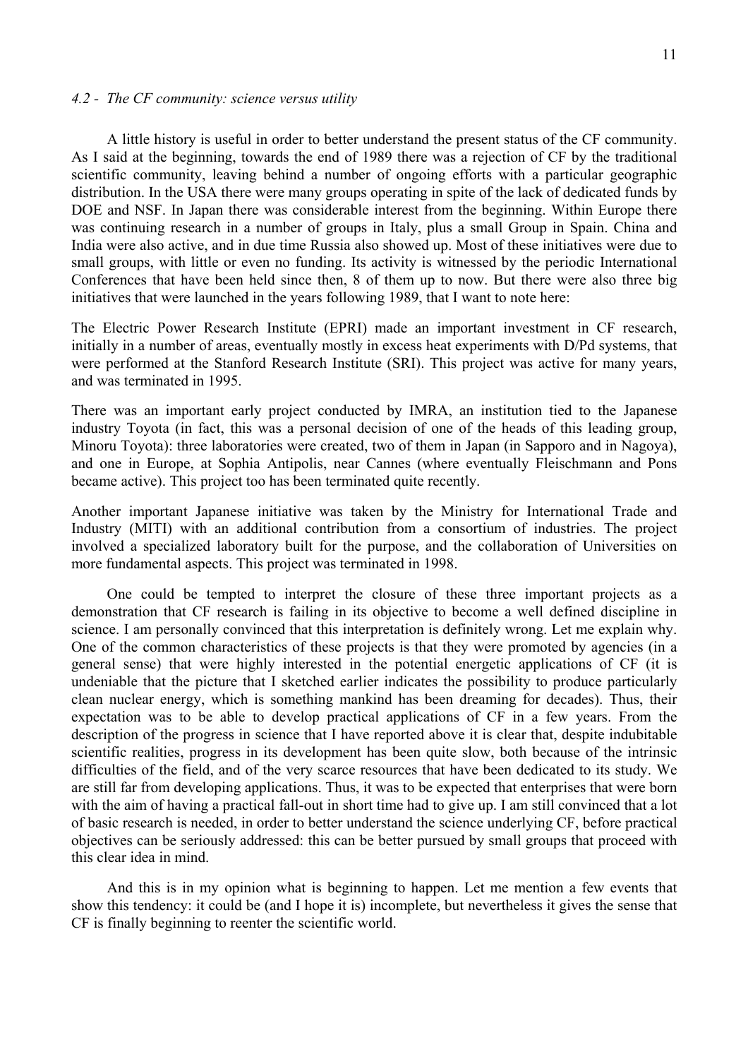#### *4.2 - The CF community: science versus utility*

A little history is useful in order to better understand the present status of the CF community. As I said at the beginning, towards the end of 1989 there was a rejection of CF by the traditional scientific community, leaving behind a number of ongoing efforts with a particular geographic distribution. In the USA there were many groups operating in spite of the lack of dedicated funds by DOE and NSF. In Japan there was considerable interest from the beginning. Within Europe there was continuing research in a number of groups in Italy, plus a small Group in Spain. China and India were also active, and in due time Russia also showed up. Most of these initiatives were due to small groups, with little or even no funding. Its activity is witnessed by the periodic International Conferences that have been held since then, 8 of them up to now. But there were also three big initiatives that were launched in the years following 1989, that I want to note here:

The Electric Power Research Institute (EPRI) made an important investment in CF research, initially in a number of areas, eventually mostly in excess heat experiments with D/Pd systems, that were performed at the Stanford Research Institute (SRI). This project was active for many years, and was terminated in 1995.

There was an important early project conducted by IMRA, an institution tied to the Japanese industry Toyota (in fact, this was a personal decision of one of the heads of this leading group, Minoru Toyota): three laboratories were created, two of them in Japan (in Sapporo and in Nagoya), and one in Europe, at Sophia Antipolis, near Cannes (where eventually Fleischmann and Pons became active). This project too has been terminated quite recently.

Another important Japanese initiative was taken by the Ministry for International Trade and Industry (MITI) with an additional contribution from a consortium of industries. The project involved a specialized laboratory built for the purpose, and the collaboration of Universities on more fundamental aspects. This project was terminated in 1998.

One could be tempted to interpret the closure of these three important projects as a demonstration that CF research is failing in its objective to become a well defined discipline in science. I am personally convinced that this interpretation is definitely wrong. Let me explain why. One of the common characteristics of these projects is that they were promoted by agencies (in a general sense) that were highly interested in the potential energetic applications of CF (it is undeniable that the picture that I sketched earlier indicates the possibility to produce particularly clean nuclear energy, which is something mankind has been dreaming for decades). Thus, their expectation was to be able to develop practical applications of CF in a few years. From the description of the progress in science that I have reported above it is clear that, despite indubitable scientific realities, progress in its development has been quite slow, both because of the intrinsic difficulties of the field, and of the very scarce resources that have been dedicated to its study. We are still far from developing applications. Thus, it was to be expected that enterprises that were born with the aim of having a practical fall-out in short time had to give up. I am still convinced that a lot of basic research is needed, in order to better understand the science underlying CF, before practical objectives can be seriously addressed: this can be better pursued by small groups that proceed with this clear idea in mind.

And this is in my opinion what is beginning to happen. Let me mention a few events that show this tendency: it could be (and I hope it is) incomplete, but nevertheless it gives the sense that CF is finally beginning to reenter the scientific world.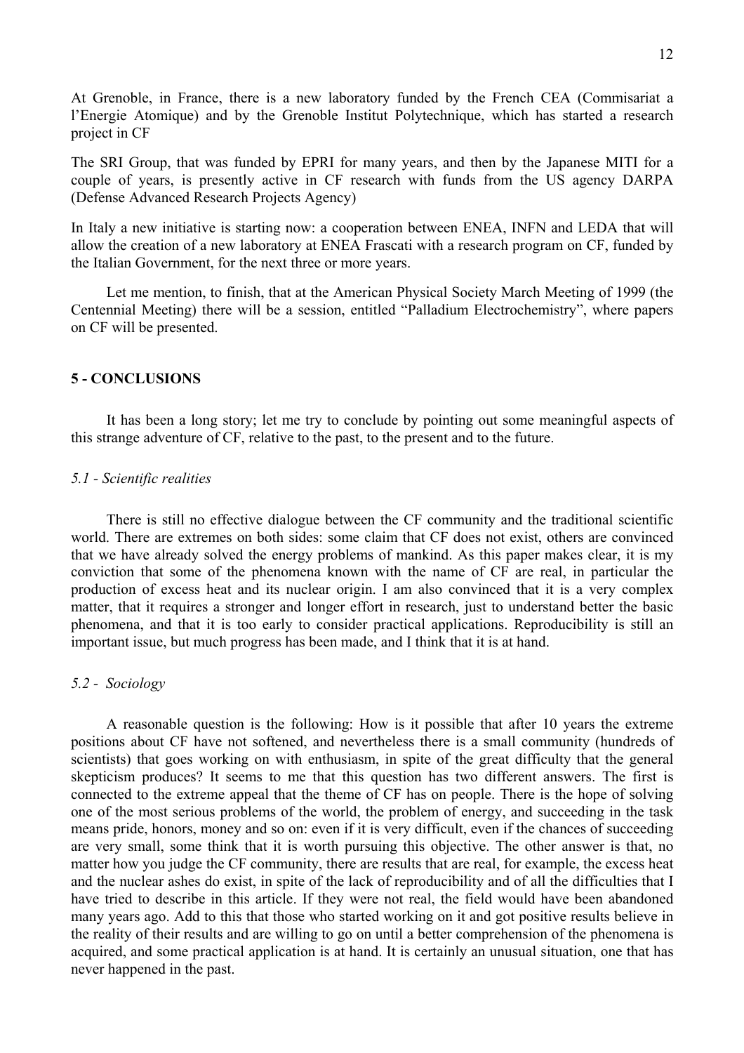At Grenoble, in France, there is a new laboratory funded by the French CEA (Commisariat a l'Energie Atomique) and by the Grenoble Institut Polytechnique, which has started a research project in CF

The SRI Group, that was funded by EPRI for many years, and then by the Japanese MITI for a couple of years, is presently active in CF research with funds from the US agency DARPA (Defense Advanced Research Projects Agency)

In Italy a new initiative is starting now: a cooperation between ENEA, INFN and LEDA that will allow the creation of a new laboratory at ENEA Frascati with a research program on CF, funded by the Italian Government, for the next three or more years.

Let me mention, to finish, that at the American Physical Society March Meeting of 1999 (the Centennial Meeting) there will be a session, entitled "Palladium Electrochemistry", where papers on CF will be presented.

## 5 - CONCLUSIONS

It has been a long story; let me try to conclude by pointing out some meaningful aspects of this strange adventure of CF, relative to the past, to the present and to the future.

### *5.1 - Scientific realities*

There is still no effective dialogue between the CF community and the traditional scientific world. There are extremes on both sides: some claim that CF does not exist, others are convinced that we have already solved the energy problems of mankind. As this paper makes clear, it is my conviction that some of the phenomena known with the name of CF are real, in particular the production of excess heat and its nuclear origin. I am also convinced that it is a very complex matter, that it requires a stronger and longer effort in research, just to understand better the basic phenomena, and that it is too early to consider practical applications. Reproducibility is still an important issue, but much progress has been made, and I think that it is at hand.

### *5.2 - Sociology*

A reasonable question is the following: How is it possible that after 10 years the extreme positions about CF have not softened, and nevertheless there is a small community (hundreds of scientists) that goes working on with enthusiasm, in spite of the great difficulty that the general skepticism produces? It seems to me that this question has two different answers. The first is connected to the extreme appeal that the theme of CF has on people. There is the hope of solving one of the most serious problems of the world, the problem of energy, and succeeding in the task means pride, honors, money and so on: even if it is very difficult, even if the chances of succeeding are very small, some think that it is worth pursuing this objective. The other answer is that, no matter how you judge the CF community, there are results that are real, for example, the excess heat and the nuclear ashes do exist, in spite of the lack of reproducibility and of all the difficulties that I have tried to describe in this article. If they were not real, the field would have been abandoned many years ago. Add to this that those who started working on it and got positive results believe in the reality of their results and are willing to go on until a better comprehension of the phenomena is acquired, and some practical application is at hand. It is certainly an unusual situation, one that has never happened in the past.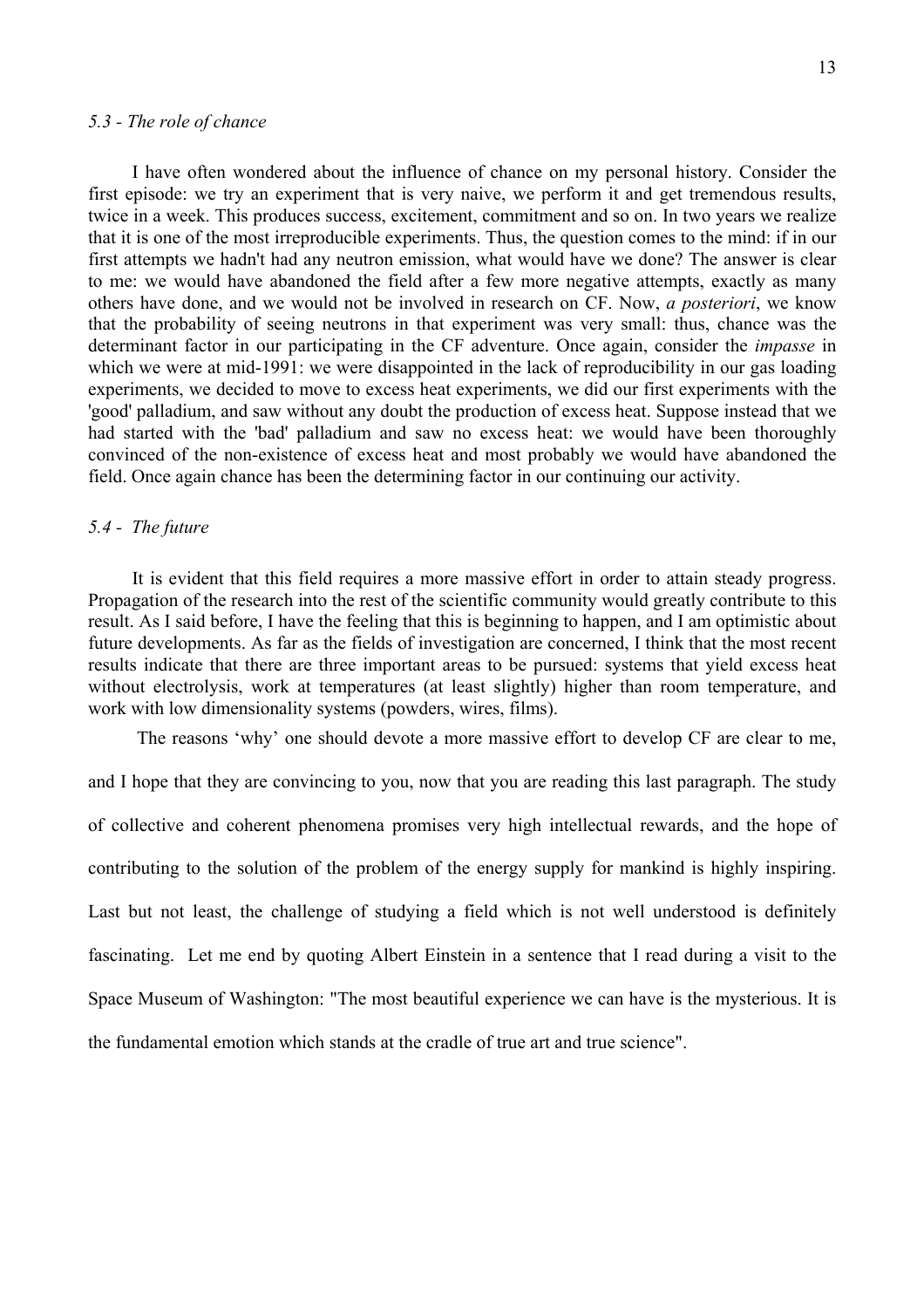### *5.3 - The role of chance*

I have often wondered about the influence of chance on my personal history. Consider the first episode: we try an experiment that is very naive, we perform it and get tremendous results, twice in a week. This produces success, excitement, commitment and so on. In two years we realize that it is one of the most irreproducible experiments. Thus, the question comes to the mind: if in our first attempts we hadn't had any neutron emission, what would have we done? The answer is clear to me: we would have abandoned the field after a few more negative attempts, exactly as many others have done, and we would not be involved in research on CF. Now, *a posteriori*, we know that the probability of seeing neutrons in that experiment was very small: thus, chance was the determinant factor in our participating in the CF adventure. Once again, consider the *impasse* in which we were at mid-1991: we were disappointed in the lack of reproducibility in our gas loading experiments, we decided to move to excess heat experiments, we did our first experiments with the 'good' palladium, and saw without any doubt the production of excess heat. Suppose instead that we had started with the 'bad' palladium and saw no excess heat: we would have been thoroughly convinced of the non-existence of excess heat and most probably we would have abandoned the field. Once again chance has been the determining factor in our continuing our activity.

### *5.4 - The future*

It is evident that this field requires a more massive effort in order to attain steady progress. Propagation of the research into the rest of the scientific community would greatly contribute to this result. As I said before, I have the feeling that this is beginning to happen, and I am optimistic about future developments. As far as the fields of investigation are concerned, I think that the most recent results indicate that there are three important areas to be pursued: systems that yield excess heat without electrolysis, work at temperatures (at least slightly) higher than room temperature, and work with low dimensionality systems (powders, wires, films).

The reasons 'why' one should devote a more massive effort to develop CF are clear to me, and I hope that they are convincing to you, now that you are reading this last paragraph. The study of collective and coherent phenomena promises very high intellectual rewards, and the hope of contributing to the solution of the problem of the energy supply for mankind is highly inspiring. Last but not least, the challenge of studying a field which is not well understood is definitely fascinating. Let me end by quoting Albert Einstein in a sentence that I read during a visit to the Space Museum of Washington: "The most beautiful experience we can have is the mysterious. It is the fundamental emotion which stands at the cradle of true art and true science".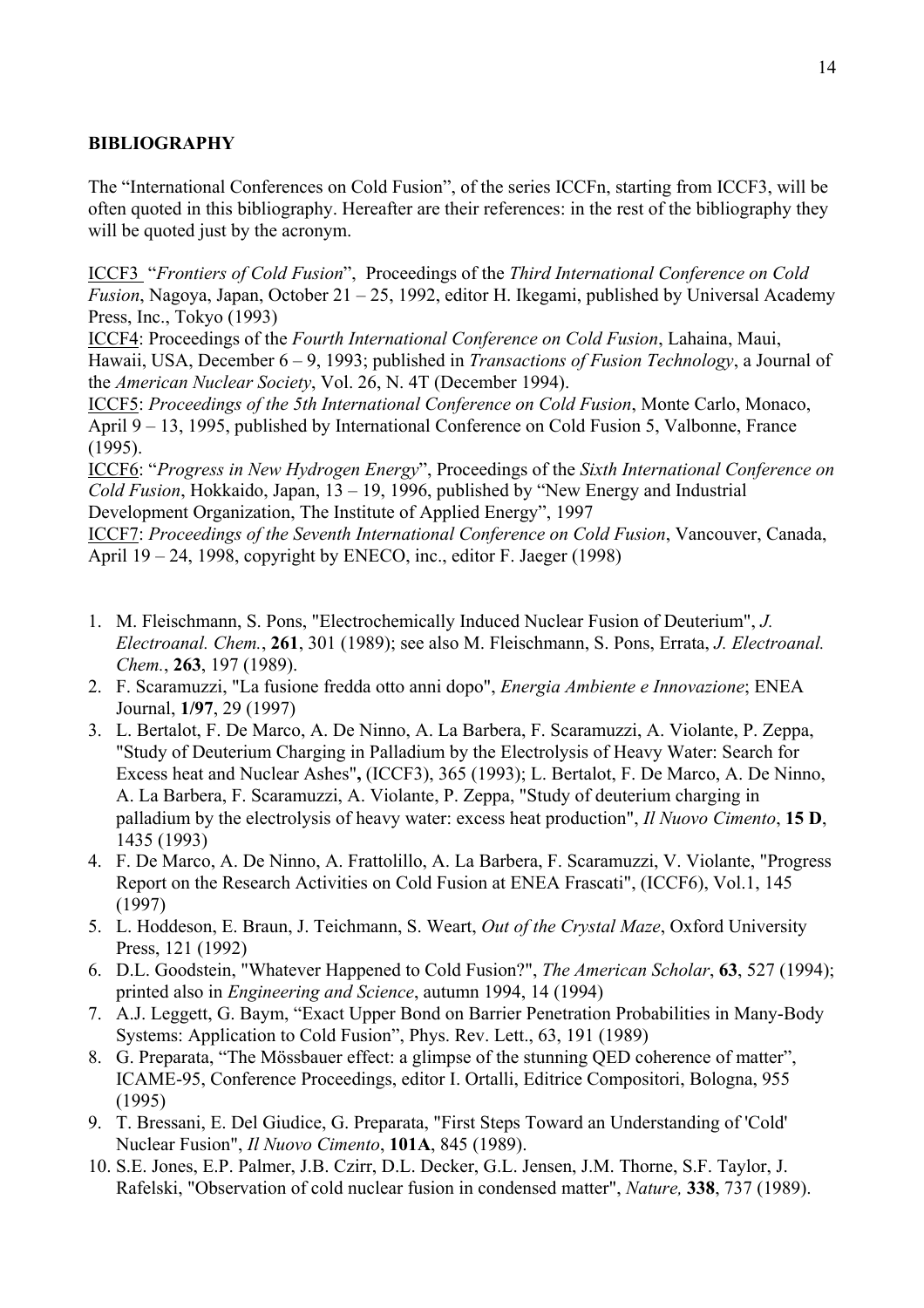**BIBLIOGRAPHY**

The "International Conferences on Cold Fusion", of the series ICCFn, starting from ICCF3, will be often quoted in this bibliography. Hereafter are their references: in the rest of the bibliography they will be quoted just by the acronym.

ICCF3 "*Frontiers of Cold Fusion*", Proceedings of the *Third International Conference on Cold Fusion*, Nagoya, Japan, October 21 – 25, 1992, editor H. Ikegami, published by Universal Academy Press, Inc., Tokyo (1993)
ICCF4: Proceedings of the *Fourth International Conference on Cold Fusion*, Lahaina, Maui, Hawaii, USA, December 6 – 9, 1993; published in *Transactions of Fusion Technology*, a Journal of the *American Nuclear Society*, Vol. 26, N. 4T (December 1994).
ICCF5: *Proceedings of the 5th International Conference on Cold Fusion*, Monte Carlo, Monaco, April 9 – 13, 1995, published by International Conference on Cold Fusion 5, Valbonne, France (1995).
ICCF6: "*Progress in New Hydrogen Energy*", Proceedings of the *Sixth International Conference on Cold Fusion*, Hokkaido, Japan, 13 – 19, 1996, published by "New Energy and Industrial Development Organization, The Institute of Applied Energy", 1997
ICCF7: *Proceedings of the Seventh International Conference on Cold Fusion*, Vancouver, Canada, April 19 – 24, 1998, copyright by ENECO, inc., editor F. Jaeger (1998)

1. M. Fleischmann, S. Pons, "Electrochemically Induced Nuclear Fusion of Deuterium", *J. Electroanal. Chem.*, **261**, 301 (1989); see also M. Fleischmann, S. Pons, Errata, *J. Electroanal. Chem.*, **263**, 197 (1989).
2. F. Scaramuzzi, "La fusione fredda otto anni dopo", *Energia Ambiente e Innovazione*; ENEA Journal, **1/97**, 29 (1997)
3. L. Bertalot, F. De Marco, A. De Ninno, A. La Barbera, F. Scaramuzzi, A. Violante, P. Zeppa, "Study of Deuterium Charging in Palladium by the Electrolysis of Heavy Water: Search for Excess heat and Nuclear Ashes"**,** (ICCF3), 365 (1993); L. Bertalot, F. De Marco, A. De Ninno, A. La Barbera, F. Scaramuzzi, A. Violante, P. Zeppa, "Study of deuterium charging in palladium by the electrolysis of heavy water: excess heat production", *Il Nuovo Cimento*, **15 D**, 1435 (1993)
4. F. De Marco, A. De Ninno, A. Frattolillo, A. La Barbera, F. Scaramuzzi, V. Violante, "Progress Report on the Research Activities on Cold Fusion at ENEA Frascati", (ICCF6), Vol.1, 145 (1997)
5. L. Hoddeson, E. Braun, J. Teichmann, S. Weart, *Out of the Crystal Maze*, Oxford University Press, 121 (1992)
6. D.L. Goodstein, "Whatever Happened to Cold Fusion?", *The American Scholar*, **63**, 527 (1994); printed also in *Engineering and Science*, autumn 1994, 14 (1994)
7. A.J. Leggett, G. Baym, "Exact Upper Bond on Barrier Penetration Probabilities in Many-Body Systems: Application to Cold Fusion", Phys. Rev. Lett., 63, 191 (1989)
8. G. Preparata, "The Mössbauer effect: a glimpse of the stunning QED coherence of matter", ICAME-95, Conference Proceedings, editor I. Ortalli, Editrice Compositori, Bologna, 955 (1995)
9. T. Bressani, E. Del Giudice, G. Preparata, "First Steps Toward an Understanding of 'Cold' Nuclear Fusion", *Il Nuovo Cimento*, **101A**, 845 (1989).
10. S.E. Jones, E.P. Palmer, J.B. Czirr, D.L. Decker, G.L. Jensen, J.M. Thorne, S.F. Taylor, J. Rafelski, "Observation of cold nuclear fusion in condensed matter", *Nature,* **338**, 737 (1989).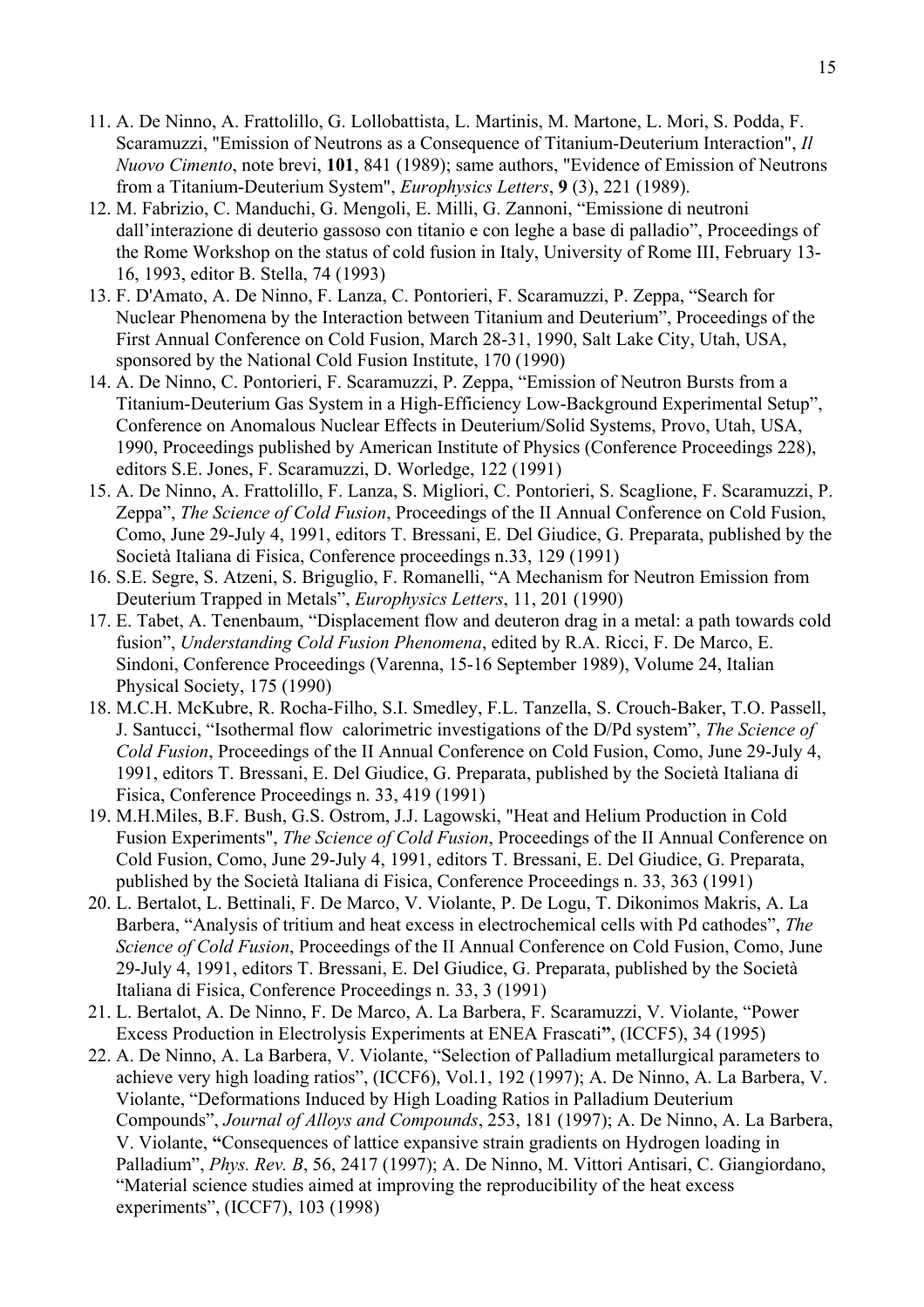11. A. De Ninno, A. Frattolillo, G. Lollobattista, L. Martinis, M. Martone, L. Mori, S. Podda, F. Scaramuzzi, "Emission of Neutrons as a Consequence of Titanium-Deuterium Interaction", *Il Nuovo Cimento*, note brevi, **101**, 841 (1989); same authors, "Evidence of Emission of Neutrons from a Titanium-Deuterium System", *Europhysics Letters*, **9** (3), 221 (1989).
12. M. Fabrizio, C. Manduchi, G. Mengoli, E. Milli, G. Zannoni, "Emissione di neutroni dall'interazione di deuterio gassoso con titanio e con leghe a base di palladio", Proceedings of the Rome Workshop on the status of cold fusion in Italy, University of Rome III, February 13-16, 1993, editor B. Stella, 74 (1993)
13. F. D'Amato, A. De Ninno, F. Lanza, C. Pontorieri, F. Scaramuzzi, P. Zeppa, "Search for Nuclear Phenomena by the Interaction between Titanium and Deuterium", Proceedings of the First Annual Conference on Cold Fusion, March 28-31, 1990, Salt Lake City, Utah, USA, sponsored by the National Cold Fusion Institute, 170 (1990)
14. A. De Ninno, C. Pontorieri, F. Scaramuzzi, P. Zeppa, "Emission of Neutron Bursts from a Titanium-Deuterium Gas System in a High-Efficiency Low-Background Experimental Setup", Conference on Anomalous Nuclear Effects in Deuterium/Solid Systems, Provo, Utah, USA, 1990, Proceedings published by American Institute of Physics (Conference Proceedings 228), editors S.E. Jones, F. Scaramuzzi, D. Worledge, 122 (1991)
15. A. De Ninno, A. Frattolillo, F. Lanza, S. Migliori, C. Pontorieri, S. Scaglione, F. Scaramuzzi, P. Zeppa", *The Science of Cold Fusion*, Proceedings of the II Annual Conference on Cold Fusion, Como, June 29-July 4, 1991, editors T. Bressani, E. Del Giudice, G. Preparata, published by the Società Italiana di Fisica, Conference proceedings n.33, 129 (1991)
16. S.E. Segre, S. Atzeni, S. Briguglio, F. Romanelli, "A Mechanism for Neutron Emission from Deuterium Trapped in Metals", *Europhysics Letters*, 11, 201 (1990)
17. E. Tabet, A. Tenenbaum, "Displacement flow and deuteron drag in a metal: a path towards cold fusion", *Understanding Cold Fusion Phenomena*, edited by R.A. Ricci, F. De Marco, E. Sindoni, Conference Proceedings (Varenna, 15-16 September 1989), Volume 24, Italian Physical Society, 175 (1990)
18. M.C.H. McKubre, R. Rocha-Filho, S.I. Smedley, F.L. Tanzella, S. Crouch-Baker, T.O. Passell, J. Santucci, "Isothermal flow calorimetric investigations of the D/Pd system", *The Science of Cold Fusion*, Proceedings of the II Annual Conference on Cold Fusion, Como, June 29-July 4, 1991, editors T. Bressani, E. Del Giudice, G. Preparata, published by the Società Italiana di Fisica, Conference Proceedings n. 33, 419 (1991)
19. M.H.Miles, B.F. Bush, G.S. Ostrom, J.J. Lagowski, "Heat and Helium Production in Cold Fusion Experiments", *The Science of Cold Fusion*, Proceedings of the II Annual Conference on Cold Fusion, Como, June 29-July 4, 1991, editors T. Bressani, E. Del Giudice, G. Preparata, published by the Società Italiana di Fisica, Conference Proceedings n. 33, 363 (1991)
20. L. Bertalot, L. Bettinali, F. De Marco, V. Violante, P. De Logu, T. Dikonimos Makris, A. La Barbera, "Analysis of tritium and heat excess in electrochemical cells with Pd cathodes", *The Science of Cold Fusion*, Proceedings of the II Annual Conference on Cold Fusion, Como, June 29-July 4, 1991, editors T. Bressani, E. Del Giudice, G. Preparata, published by the Società Italiana di Fisica, Conference Proceedings n. 33, 3 (1991)
21. L. Bertalot, A. De Ninno, F. De Marco, A. La Barbera, F. Scaramuzzi, V. Violante, "Power Excess Production in Electrolysis Experiments at ENEA Frascati**"**, (ICCF5), 34 (1995)
22. A. De Ninno, A. La Barbera, V. Violante, "Selection of Palladium metallurgical parameters to achieve very high loading ratios", (ICCF6), Vol.1, 192 (1997); A. De Ninno, A. La Barbera, V. Violante, "Deformations Induced by High Loading Ratios in Palladium Deuterium Compounds", *Journal of Alloys and Compounds*, 253, 181 (1997); A. De Ninno, A. La Barbera, V. Violante, **"**Consequences of lattice expansive strain gradients on Hydrogen loading in Palladium", *Phys. Rev. B*, 56, 2417 (1997); A. De Ninno, M. Vittori Antisari, C. Giangiordano, "Material science studies aimed at improving the reproducibility of the heat excess experiments", (ICCF7), 103 (1998)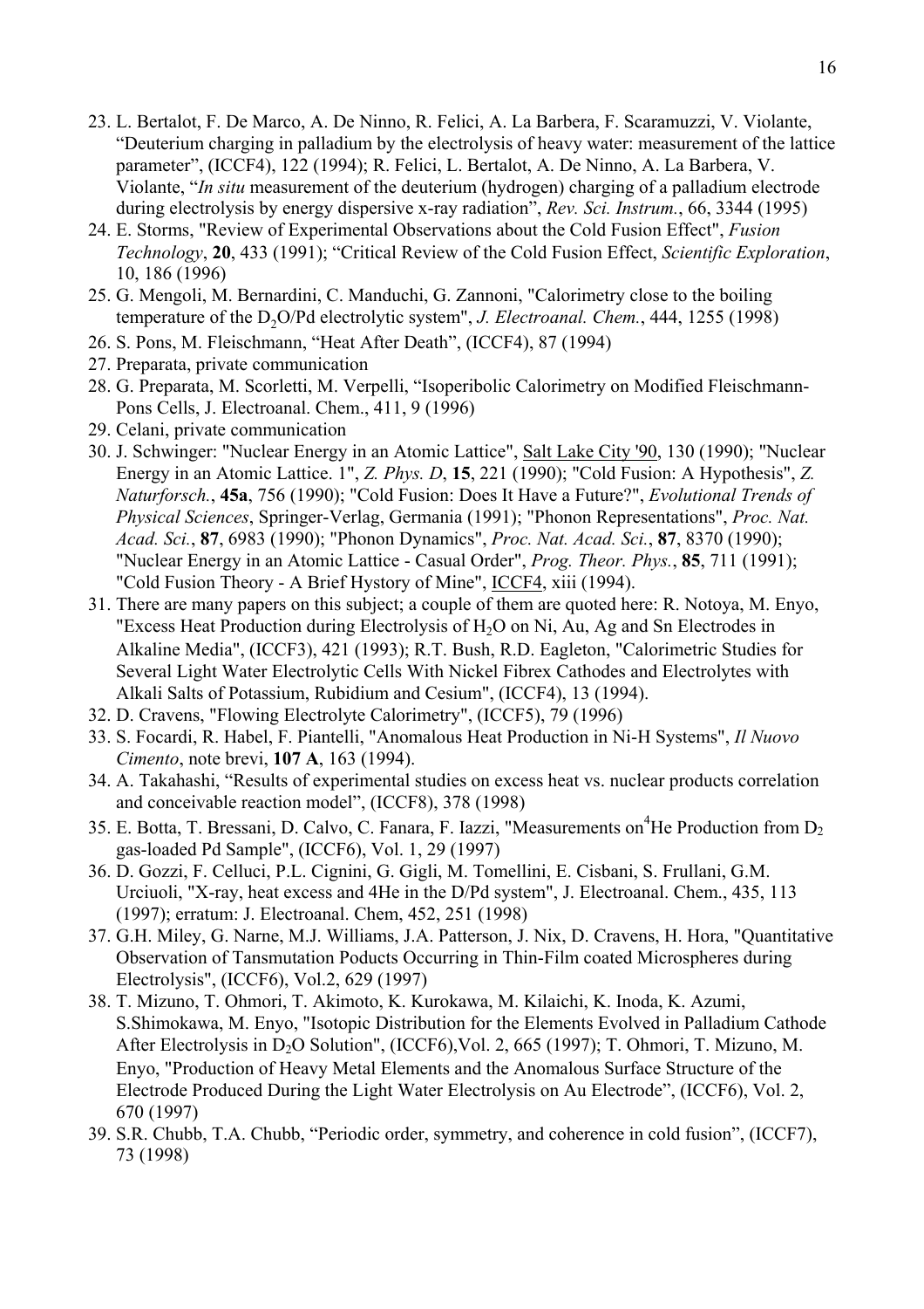23. L. Bertalot, F. De Marco, A. De Ninno, R. Felici, A. La Barbera, F. Scaramuzzi, V. Violante, "Deuterium charging in palladium by the electrolysis of heavy water: measurement of the lattice parameter", (ICCF4), 122 (1994); R. Felici, L. Bertalot, A. De Ninno, A. La Barbera, V. Violante, "*In situ* measurement of the deuterium (hydrogen) charging of a palladium electrode during electrolysis by energy dispersive x-ray radiation", *Rev. Sci. Instrum.*, 66, 3344 (1995)
24. E. Storms, "Review of Experimental Observations about the Cold Fusion Effect", *Fusion Technology*, **20**, 433 (1991); "Critical Review of the Cold Fusion Effect, *Scientific Exploration*, 10, 186 (1996)
25. G. Mengoli, M. Bernardini, C. Manduchi, G. Zannoni, "Calorimetry close to the boiling temperature of the $D_2O$/Pd electrolytic system", *J. Electroanal. Chem.*, 444, 1255 (1998)
26. S. Pons, M. Fleischmann, "Heat After Death", (ICCF4), 87 (1994)
27. Preparata, private communication
28. G. Preparata, M. Scorletti, M. Verpelli, "Isoperibolic Calorimetry on Modified Fleischmann-Pons Cells, J. Electroanal. Chem., 411, 9 (1996)
29. Celani, private communication
30. J. Schwinger: "Nuclear Energy in an Atomic Lattice", Salt Lake City '90, 130 (1990); "Nuclear Energy in an Atomic Lattice. 1", *Z. Phys. D*, **15**, 221 (1990); "Cold Fusion: A Hypothesis", *Z. Naturforsch.*, **45a**, 756 (1990); "Cold Fusion: Does It Have a Future?", *Evolutional Trends of Physical Sciences*, Springer-Verlag, Germania (1991); "Phonon Representations", *Proc. Nat. Acad. Sci.*, **87**, 6983 (1990); "Phonon Dynamics", *Proc. Nat. Acad. Sci.*, **87**, 8370 (1990); "Nuclear Energy in an Atomic Lattice - Casual Order", *Prog. Theor. Phys.*, **85**, 711 (1991); "Cold Fusion Theory - A Brief Hystory of Mine", ICCF4, xiii (1994).
31. There are many papers on this subject; a couple of them are quoted here: R. Notoya, M. Enyo, "Excess Heat Production during Electrolysis of $H_2O$ on Ni, Au, Ag and Sn Electrodes in Alkaline Media", (ICCF3), 421 (1993); R.T. Bush, R.D. Eagleton, "Calorimetric Studies for Several Light Water Electrolytic Cells With Nickel Fibrex Cathodes and Electrolytes with Alkali Salts of Potassium, Rubidium and Cesium", (ICCF4), 13 (1994).
32. D. Cravens, "Flowing Electrolyte Calorimetry", (ICCF5), 79 (1996)
33. S. Focardi, R. Habel, F. Piantelli, "Anomalous Heat Production in Ni-H Systems", *Il Nuovo Cimento*, note brevi, **107 A**, 163 (1994).
34. A. Takahashi, "Results of experimental studies on excess heat vs. nuclear products correlation and conceivable reaction model", (ICCF8), 378 (1998)
35. E. Botta, T. Bressani, D. Calvo, C. Fanara, F. Iazzi, "Measurements on $^4He$ Production from $D_2$ gas-loaded Pd Sample", (ICCF6), Vol. 1, 29 (1997)
36. D. Gozzi, F. Celluci, P.L. Cignini, G. Gigli, M. Tomellini, E. Cisbani, S. Frullani, G.M. Urciuoli, "X-ray, heat excess and 4He in the D/Pd system", J. Electroanal. Chem., 435, 113 (1997); erratum: J. Electroanal. Chem, 452, 251 (1998)
37. G.H. Miley, G. Narne, M.J. Williams, J.A. Patterson, J. Nix, D. Cravens, H. Hora, "Quantitative Observation of Tansmutation Poducts Occurring in Thin-Film coated Microspheres during Electrolysis", (ICCF6), Vol.2, 629 (1997)
38. T. Mizuno, T. Ohmori, T. Akimoto, K. Kurokawa, M. Kilaichi, K. Inoda, K. Azumi, S.Shimokawa, M. Enyo, "Isotopic Distribution for the Elements Evolved in Palladium Cathode After Electrolysis in $D_2O$ Solution", (ICCF6),Vol. 2, 665 (1997); T. Ohmori, T. Mizuno, M. Enyo, "Production of Heavy Metal Elements and the Anomalous Surface Structure of the Electrode Produced During the Light Water Electrolysis on Au Electrode", (ICCF6), Vol. 2, 670 (1997)
39. S.R. Chubb, T.A. Chubb, "Periodic order, symmetry, and coherence in cold fusion", (ICCF7), 73 (1998)